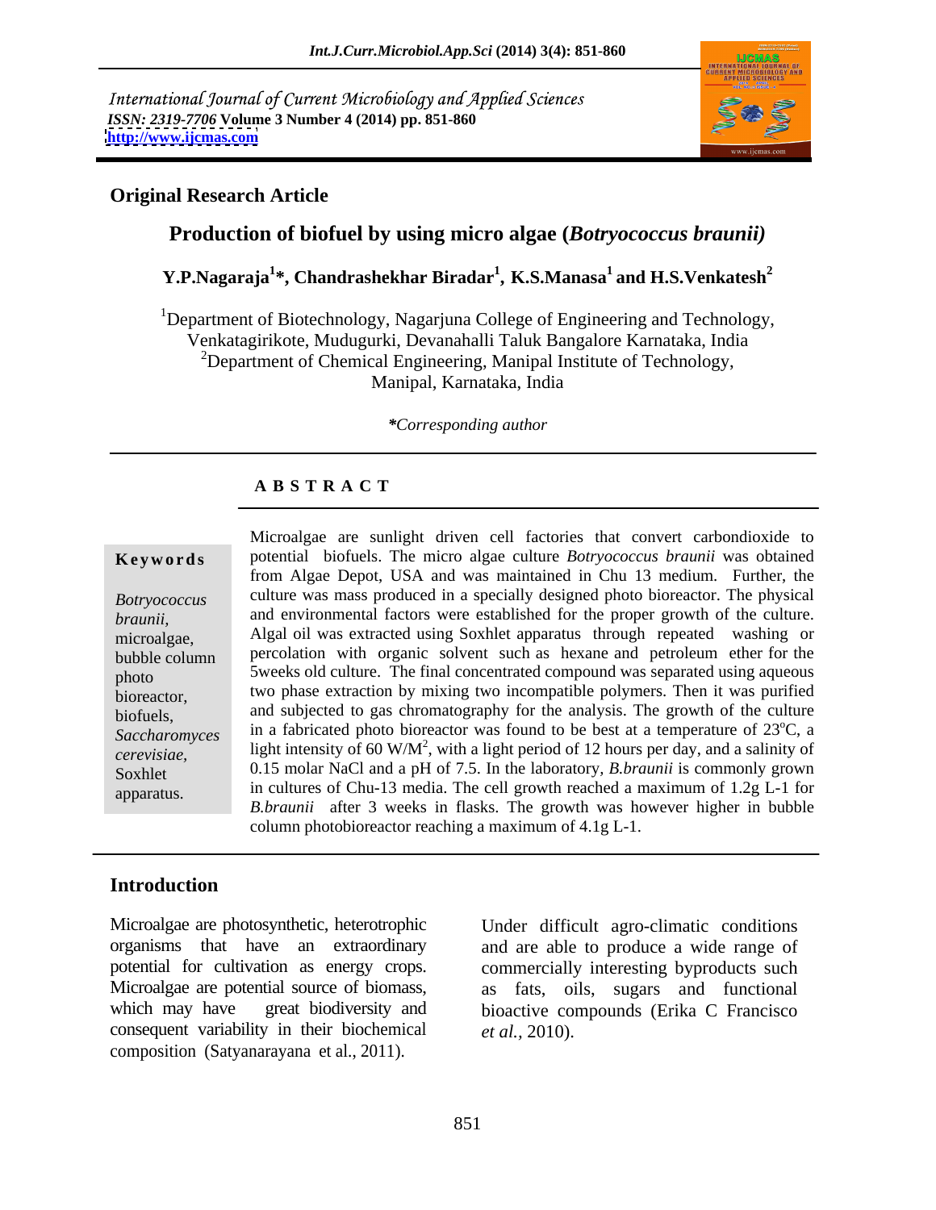International Journal of Current Microbiology and Applied Sciences
*ISSN: 2319-7706* **Volume 3 Number 4 (2014) pp. 851-860**
**http://www.ijcmas.com**

**Original Research Article**

# Production of biofuel by using micro algae (*Botryococcus braunii)*

**Y.P.Nagaraja[1]\*, Chandrashekhar Biradar[1], K.S.Manasa[1] and H.S.Venkatesh[2]**

[1]Department of Biotechnology, Nagarjuna College of Engineering and Technology, Venkatagirikote, Mudugurki, Devanahalli Taluk Bangalore Karnataka, India
[2]Department of Chemical Engineering, Manipal Institute of Technology, Manipal, Karnataka, India

*\*Corresponding author*

## A B S T R A C T

**Keywords**

*Botryococcus braunii,* microalgae, bubble column photo bioreactor, biofuels, *Saccharomyces cerevisiae,* Soxhlet apparatus.

Microalgae are sunlight driven cell factories that convert carbondioxide to potential biofuels. The micro algae culture *Botryococcus braunii* was obtained from Algae Depot, USA and was maintained in Chu 13 medium. Further, the culture was mass produced in a specially designed photo bioreactor. The physical and environmental factors were established for the proper growth of the culture. Algal oil was extracted using Soxhlet apparatus through repeated washing or percolation with organic solvent such as hexane and petroleum ether for the 5weeks old culture. The final concentrated compound was separated using aqueous two phase extraction by mixing two incompatible polymers. Then it was purified and subjected to gas chromatography for the analysis. The growth of the culture in a fabricated photo bioreactor was found to be best at a temperature of 23$^{o}$C, a light intensity of 60 W/M$^{2}$, with a light period of 12 hours per day, and a salinity of 0.15 molar NaCl and a pH of 7.5. In the laboratory, *B.braunii* is commonly grown in cultures of Chu-13 media. The cell growth reached a maximum of 1.2g L-1 for *B.braunii* after 3 weeks in flasks. The growth was however higher in bubble column photobioreactor reaching a maximum of 4.1g L-1.

## Introduction

Microalgae are photosynthetic, heterotrophic organisms that have an extraordinary potential for cultivation as energy crops. Microalgae are potential source of biomass, which may have great biodiversity and consequent variability in their biochemical composition (Satyanarayana et al., 2011). Under difficult agro-climatic conditions and are able to produce a wide range of commercially interesting byproducts such as fats, oils, sugars and functional bioactive compounds (Erika C Francisco *et al.,* 2010).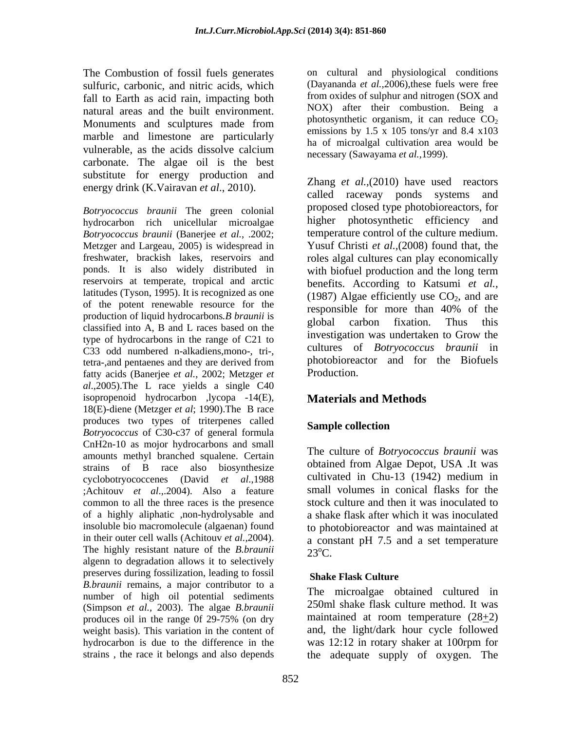The Combustion of fossil fuels generates sulfuric, carbonic, and nitric acids, which fall to Earth as acid rain, impacting both natural areas and the built environment. Monuments and sculptures made from marble and limestone are particularly vulnerable, as the acids dissolve calcium carbonate. The algae oil is the best substitute for energy production and energy drink (K.Vairavan *et al*., 2010).

*Botryococcus braunii* The green colonial hydrocarbon rich unicellular microalgae *Botryococcus braunii* (Banerjee *et al.*, .2002; Metzger and Largeau, 2005) is widespread in freshwater, brackish lakes, reservoirs and ponds. It is also widely distributed in reservoirs at temperate, tropical and arctic latitudes (Tyson, 1995). It is recognized as one of the potent renewable resource for the production of liquid hydrocarbons.*B braunii* is classified into A, B and L races based on the type of hydrocarbons in the range of C21 to C33 odd numbered n-alkadiens,mono-, tri-, tetra-,and pentaenes and they are derived from fatty acids (Banerjee *et al.,* 2002; Metzger *et al*.,2005).The L race yields a single C40 isopropenoid hydrocarbon ,lycopa -14(E), 18(E)-diene (Metzger *et al*; 1990).The B race produces two types of triterpenes called *Botryococcus* of C30-c37 of general formula CnH2n-10 as mojor hydrocarbons and small amounts methyl branched squalene. Certain strains of B race also biosynthesize cyclobotryococcenes (David *et al*.,1988 ;Achitouv *et al*.,.2004). Also a feature common to all the three races is the presence of a highly aliphatic ,non-hydrolysable and insoluble bio macromolecule (algaenan) found in their outer cell walls (Achitouv *et al.*,2004). The highly resistant nature of the *B.braunii* algenn to degradation allows it to selectively preserves during fossilization, leading to fossil *B.braunii* remains, a major contributor to a number of high oil potential sediments (Simpson *et al.,* 2003). The algae *B.braunii* produces oil in the range 0f 29-75% (on dry weight basis). This variation in the content of hydrocarbon is due to the difference in the strains , the race it belongs and also depends on cultural and physiological conditions (Dayananda *et al.*,2006),these fuels were free from oxides of sulphur and nitrogen (SOX and NOX) after their combustion. Being a photosynthetic organism, it can reduce $CO_2$ emissions by 1.5 x 105 tons/yr and 8.4 x103 ha of microalgal cultivation area would be necessary (Sawayama *et al.*,1999).

Zhang *et al.*,(2010) have used reactors called raceway ponds systems and proposed closed type photobioreactors, for higher photosynthetic efficiency and temperature control of the culture medium. Yusuf Christi *et al*.,(2008) found that, the roles algal cultures can play economically with biofuel production and the long term benefits. According to Katsumi *et al.*, (1987) Algae efficiently use $CO_2$, and are responsible for more than 40% of the global carbon fixation. Thus this investigation was undertaken to Grow the cultures of *Botryococcus braunii* in photobioreactor and for the Biofuels Production.

## Materials and Methods

### Sample collection

The culture of *Botryococcus braunii* was obtained from Algae Depot, USA .It was cultivated in Chu-13 (1942) medium in small volumes in conical flasks for the stock culture and then it was inoculated to a shake flask after which it was inoculated to photobioreactor and was maintained at a constant pH 7.5 and a set temperature $23^oC$.

### Shake Flask Culture

The microalgae obtained cultured in 250ml shake flask culture method. It was maintained at room temperature ($28\pm2$) and, the light/dark hour cycle followed was 12:12 in rotary shaker at 100rpm for the adequate supply of oxygen. The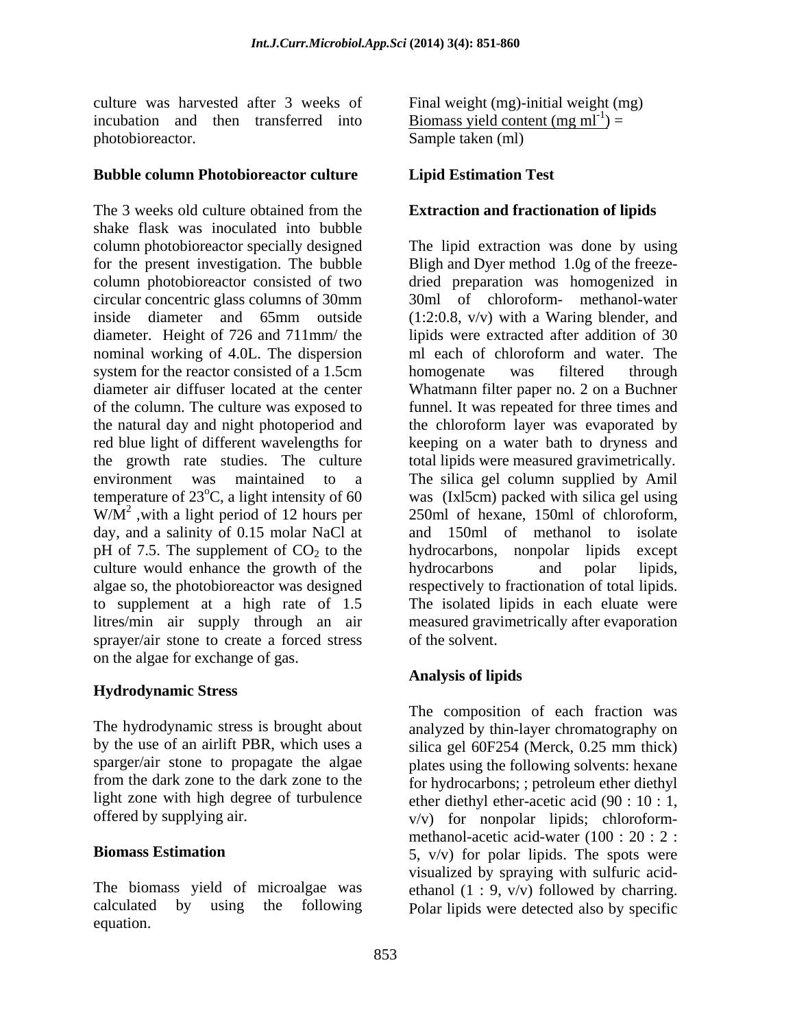culture was harvested after 3 weeks of incubation and then transferred into photobioreactor.

### Bubble column Photobioreactor culture

The 3 weeks old culture obtained from the shake flask was inoculated into bubble column photobioreactor specially designed for the present investigation. The bubble column photobioreactor consisted of two circular concentric glass columns of 30mm inside diameter and 65mm outside diameter. Height of 726 and 711mm/ the nominal working of 4.0L. The dispersion system for the reactor consisted of a 1.5cm diameter air diffuser located at the center of the column. The culture was exposed to the natural day and night photoperiod and red blue light of different wavelengths for the growth rate studies. The culture environment was maintained to a temperature of 23$^o$C, a light intensity of 60 W/M$^2$ ,with a light period of 12 hours per day, and a salinity of 0.15 molar NaCl at pH of 7.5. The supplement of $CO_2$ to the culture would enhance the growth of the algae so, the photobioreactor was designed to supplement at a high rate of 1.5 litres/min air supply through an air sprayer/air stone to create a forced stress on the algae for exchange of gas.

### Hydrodynamic Stress

The hydrodynamic stress is brought about by the use of an airlift PBR, which uses a sparger/air stone to propagate the algae from the dark zone to the dark zone to the light zone with high degree of turbulence offered by supplying air.

### Biomass Estimation

The biomass yield of microalgae was calculated by using the following equation.

$$\text{Biomass yield content (mg ml}^{-1}) = \frac{\text{Final weight (mg)-initial weight (mg)}}{\text{Sample taken (ml)}}$$

### Lipid Estimation Test

### Extraction and fractionation of lipids

The lipid extraction was done by using Bligh and Dyer method 1.0g of the freeze-dried preparation was homogenized in 30ml of chloroform- methanol-water (1:2:0.8, v/v) with a Waring blender, and lipids were extracted after addition of 30 ml each of chloroform and water. The homogenate was filtered through Whatmann filter paper no. 2 on a Buchner funnel. It was repeated for three times and the chloroform layer was evaporated by keeping on a water bath to dryness and total lipids were measured gravimetrically. The silica gel column supplied by Amil was (Ixl5cm) packed with silica gel using 250ml of hexane, 150ml of chloroform, and 150ml of methanol to isolate hydrocarbons, nonpolar lipids except hydrocarbons and polar lipids, respectively to fractionation of total lipids. The isolated lipids in each eluate were measured gravimetrically after evaporation of the solvent.

### Analysis of lipids

The composition of each fraction was analyzed by thin-layer chromatography on silica gel 60F254 (Merck, 0.25 mm thick) plates using the following solvents: hexane for hydrocarbons; ; petroleum ether diethyl ether diethyl ether-acetic acid (90 : 10 : 1, v/v) for nonpolar lipids; chloroform-methanol-acetic acid-water (100 : 20 : 2 : 5, v/v) for polar lipids. The spots were visualized by spraying with sulfuric acid-ethanol (1 : 9, v/v) followed by charring. Polar lipids were detected also by specific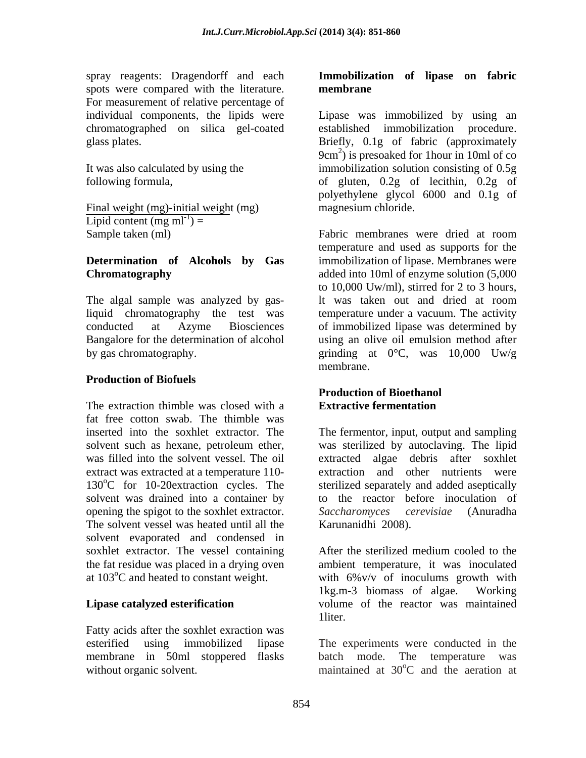spray reagents: Dragendorff and each spots were compared with the literature. For measurement of relative percentage of individual components, the lipids were chromatographed on silica gel-coated glass plates.

It was also calculated by using the following formula,

$$\text{Lipid content (mg ml}^{-1}\text{)} = \frac{\text{Final weight (mg)-initial weight (mg)}}{\text{Sample taken (ml)}}$$

**Determination of Alcohols by Gas Chromatography**

The algal sample was analyzed by gas-liquid chromatography the test was conducted at Azyme Biosciences Bangalore for the determination of alcohol by gas chromatography.

**Production of Biofuels**

The extraction thimble was closed with a fat free cotton swab. The thimble was inserted into the soxhlet extractor. The solvent such as hexane, petroleum ether, was filled into the solvent vessel. The oil extract was extracted at a temperature 110-130$^{o}$C for 10-20extraction cycles. The solvent was drained into a container by opening the spigot to the soxhlet extractor. The solvent vessel was heated until all the solvent evaporated and condensed in soxhlet extractor. The vessel containing the fat residue was placed in a drying oven at 103$^{o}$C and heated to constant weight.

**Lipase catalyzed esterification**

Fatty acids after the soxhlet exraction was esterified using immobilized lipase membrane in 50ml stoppered flasks without organic solvent.

**Immobilization of lipase on fabric membrane**

Lipase was immobilized by using an established immobilization procedure. Briefly, 0.1g of fabric (approximately 9cm$^{2}$) is presoaked for 1hour in 10ml of co immobilization solution consisting of 0.5g of gluten, 0.2g of lecithin, 0.2g of polyethylene glycol 6000 and 0.1g of magnesium chloride.

Fabric membranes were dried at room temperature and used as supports for the immobilization of lipase. Membranes were added into 10ml of enzyme solution (5,000 to 10,000 Uw/ml), stirred for 2 to 3 hours, It was taken out and dried at room temperature under a vacuum. The activity of immobilized lipase was determined by using an olive oil emulsion method after grinding at 0°C, was 10,000 Uw/g membrane.

**Production of Bioethanol**
**Extractive fermentation**

The fermentor, input, output and sampling was sterilized by autoclaving. The lipid extracted algae debris after soxhlet extraction and other nutrients were sterilized separately and added aseptically to the reactor before inoculation of *Saccharomyces cerevisiae* (Anuradha Karunanidhi 2008).

After the sterilized medium cooled to the ambient temperature, it was inoculated with 6%v/v of inoculums growth with 1kg.m-3 biomass of algae. Working volume of the reactor was maintained 1liter.

The experiments were conducted in the batch mode. The temperature was maintained at 30$^{o}$C and the aeration at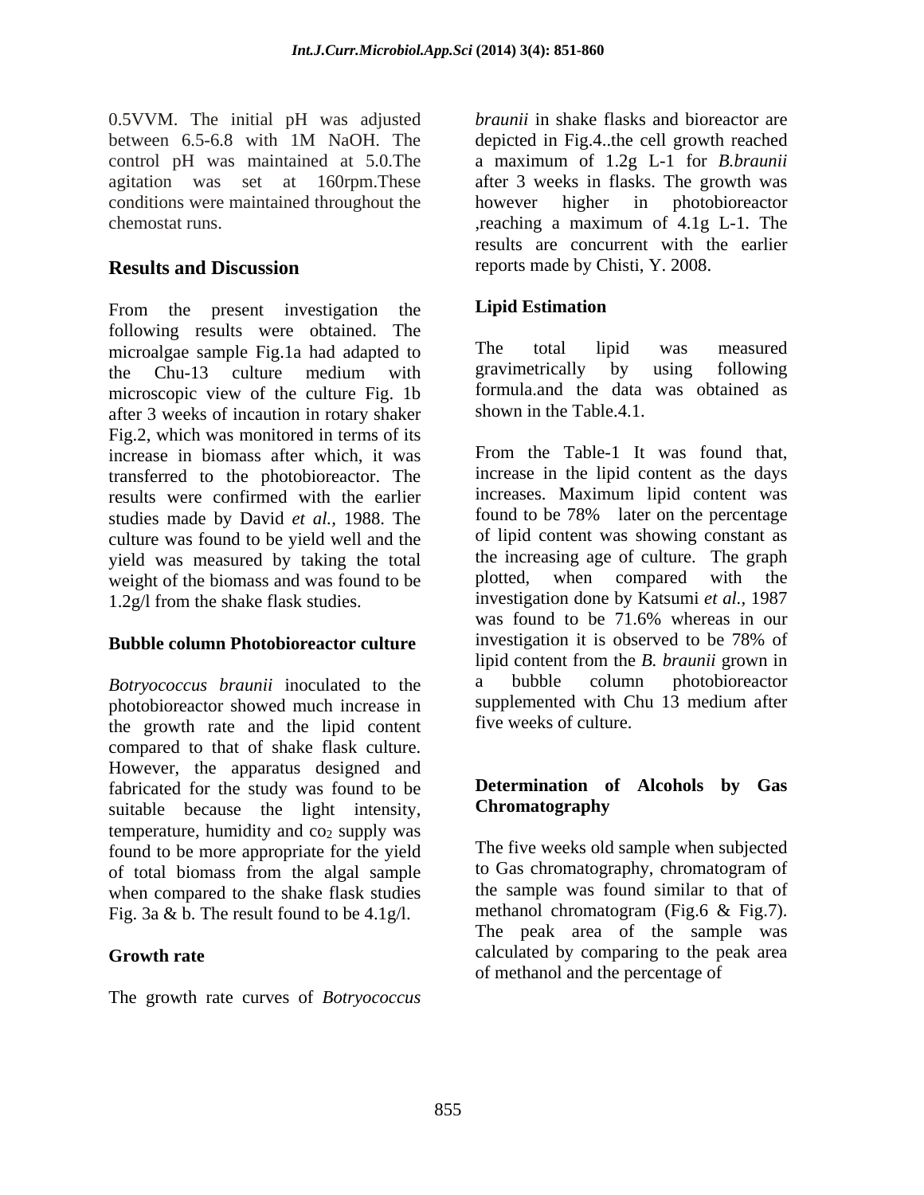0.5VVM. The initial pH was adjusted between 6.5-6.8 with 1M NaOH. The control pH was maintained at 5.0.The agitation was set at 160rpm.These conditions were maintained throughout the chemostat runs.

## Results and Discussion

From the present investigation the following results were obtained. The microalgae sample Fig.1a had adapted to the Chu-13 culture medium with microscopic view of the culture Fig. 1b after 3 weeks of incaution in rotary shaker Fig.2, which was monitored in terms of its increase in biomass after which, it was transferred to the photobioreactor. The results were confirmed with the earlier studies made by David *et al.,* 1988. The culture was found to be yield well and the yield was measured by taking the total weight of the biomass and was found to be 1.2g/l from the shake flask studies.

### Bubble column Photobioreactor culture

*Botryococcus braunii* inoculated to the photobioreactor showed much increase in the growth rate and the lipid content compared to that of shake flask culture. However, the apparatus designed and fabricated for the study was found to be suitable because the light intensity, temperature, humidity and $co_2$ supply was found to be more appropriate for the yield of total biomass from the algal sample when compared to the shake flask studies Fig. 3a & b. The result found to be 4.1g/l.

### Growth rate

The growth rate curves of *Botryococcus braunii* in shake flasks and bioreactor are depicted in Fig.4..the cell growth reached a maximum of 1.2g L-1 for *B.braunii* after 3 weeks in flasks. The growth was however higher in photobioreactor ,reaching a maximum of 4.1g L-1. The results are concurrent with the earlier reports made by Chisti, Y. 2008.

### Lipid Estimation

The total lipid was measured gravimetrically by using following formula.and the data was obtained as shown in the Table.4.1.

From the Table-1 It was found that, increase in the lipid content as the days increases. Maximum lipid content was found to be 78% later on the percentage of lipid content was showing constant as the increasing age of culture. The graph plotted, when compared with the investigation done by Katsumi *et al.,* 1987 was found to be 71.6% whereas in our investigation it is observed to be 78% of lipid content from the *B. braunii* grown in a bubble column photobioreactor supplemented with Chu 13 medium after five weeks of culture.

### Determination of Alcohols by Gas Chromatography

The five weeks old sample when subjected to Gas chromatography, chromatogram of the sample was found similar to that of methanol chromatogram (Fig.6 & Fig.7). The peak area of the sample was calculated by comparing to the peak area of methanol and the percentage of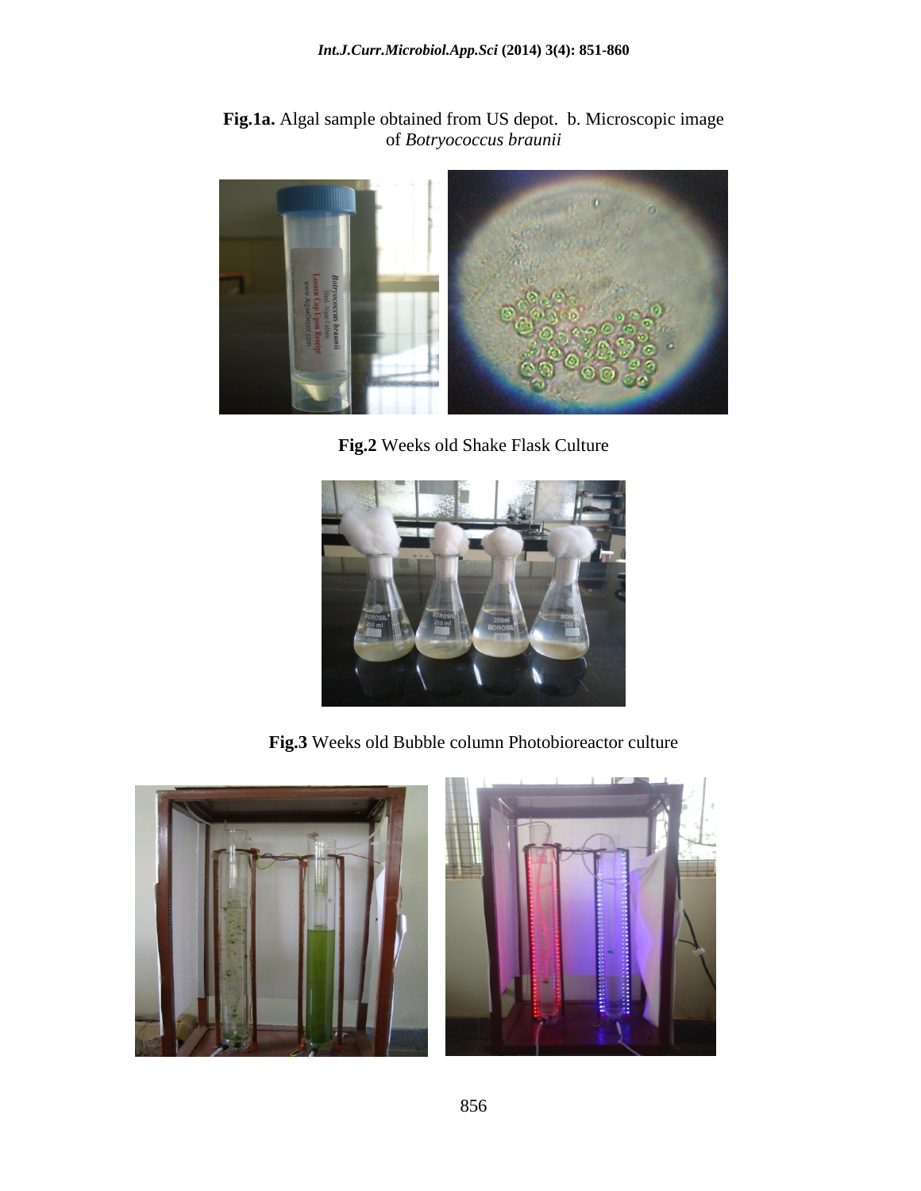**Fig.1a.** Algal sample obtained from US depot. b. Microscopic image of *Botryococcus braunii*

**Fig.2** Weeks old Shake Flask Culture

**Fig.3** Weeks old Bubble column Photobioreactor culture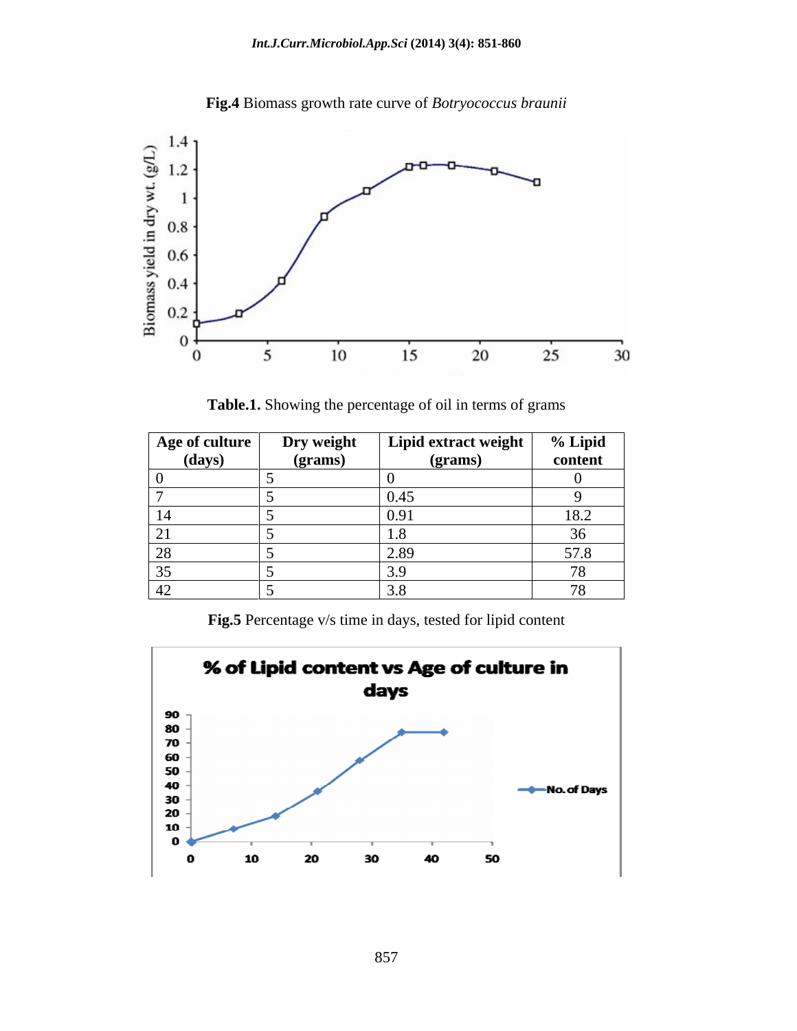**Fig.4** Biomass growth rate curve of *Botryococcus braunii*

**Table.1.** Showing the percentage of oil in terms of grams

| Age of culture (days) | Dry weight (grams) | Lipid extract weight (grams) | % Lipid content |
|---|---|---|---|
| 0 | 5 | 0 | 0 |
| 7 | 5 | 0.45 | 9 |
| 14 | 5 | 0.91 | 18.2 |
| 21 | 5 | 1.8 | 36 |
| 28 | 5 | 2.89 | 57.8 |
| 35 | 5 | 3.9 | 78 |
| 42 | 5 | 3.8 | 78 |

**Fig.5** Percentage v/s time in days, tested for lipid content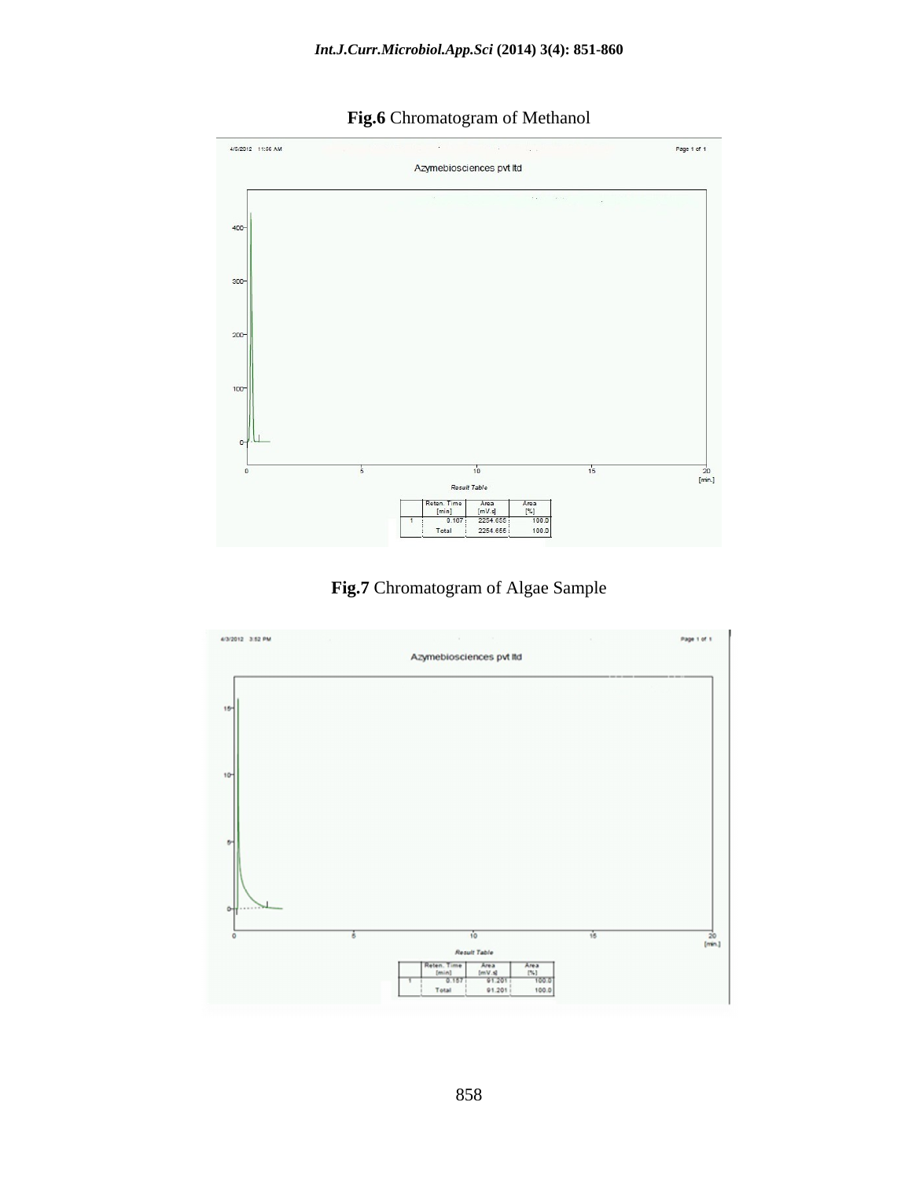**Fig.6** Chromatogram of Methanol

4/5/2012 11:56 AM

Page 1 of 1

Azymebiosciences pvt ltd

*Result Table*

| | Reten. Time [min] | Area [mV.s] | Area [%] |
|---|---|---|---|
| 1 | 0.167 | 2254.655 | 100.0 |
| | Total | 2254.655 | 100.0 |

**Fig.7** Chromatogram of Algae Sample

4/3/2012 3:52 PM

Page 1 of 1

Azymebiosciences pvt ltd

*Result Table*

| | Reten. Time [min] | Area [mV.s] | Area [%] |
|---|---|---|---|
| 1 | 0.157 | 91.201 | 100.0 |
| | Total | 91.201 | 100.0 |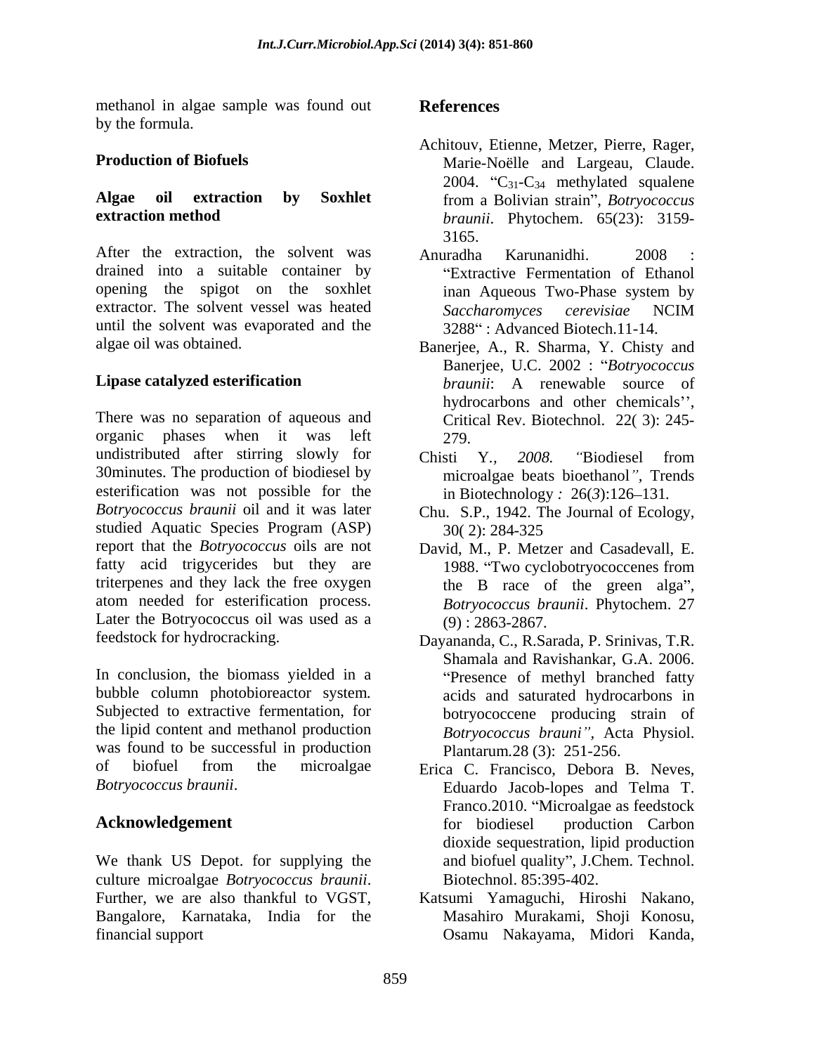methanol in algae sample was found out by the formula.

### Production of Biofuels

#### Algae oil extraction by Soxhlet extraction method

After the extraction, the solvent was drained into a suitable container by opening the spigot on the soxhlet extractor. The solvent vessel was heated until the solvent was evaporated and the algae oil was obtained.

#### Lipase catalyzed esterification

There was no separation of aqueous and organic phases when it was left undistributed after stirring slowly for 30minutes. The production of biodiesel by esterification was not possible for the *Botryococcus braunii* oil and it was later studied Aquatic Species Program (ASP) report that the *Botryococcus* oils are not fatty acid trigycerides but they are triterpenes and they lack the free oxygen atom needed for esterification process. Later the Botryococcus oil was used as a feedstock for hydrocracking.

In conclusion, the biomass yielded in a bubble column photobioreactor system. Subjected to extractive fermentation, for the lipid content and methanol production was found to be successful in production of biofuel from the microalgae *Botryococcus braunii*.

## Acknowledgement

We thank US Depot. for supplying the culture microalgae *Botryococcus braunii*. Further, we are also thankful to VGST, Bangalore, Karnataka, India for the financial support

## References

Achitouv, Etienne, Metzer, Pierre, Rager, Marie-Noëlle and Largeau, Claude. 2004. "$C_{31}$-$C_{34}$ methylated squalene from a Bolivian strain", *Botryococcus braunii*. Phytochem. 65(23): 3159-3165.

Anuradha Karunanidhi. 2008 : "Extractive Fermentation of Ethanol inan Aqueous Two-Phase system by *Saccharomyces cerevisiae* NCIM 3288" : Advanced Biotech.11-14.

Banerjee, A., R. Sharma, Y. Chisty and Banerjee, U.C. 2002 : "*Botryococcus braunii*: A renewable source of hydrocarbons and other chemicals'', Critical Rev. Biotechnol. 22( 3): 245-279.

Chisti Y., *2008. "*Biodiesel from microalgae beats bioethanol*"*, Trends in Biotechnology *:* 26(*3*):126–131.

Chu. S.P., 1942. The Journal of Ecology, 30( 2): 284-325

David, M., P. Metzer and Casadevall, E. 1988. "Two cyclobotryococcenes from the B race of the green alga", *Botryococcus braunii*. Phytochem. 27 (9) : 2863-2867.

Dayananda, C., R.Sarada, P. Srinivas, T.R. Shamala and Ravishankar, G.A. 2006. "Presence of methyl branched fatty acids and saturated hydrocarbons in botryococcene producing strain of *Botryococcus brauni"*, Acta Physiol. Plantarum.28 (3): 251-256.

Erica C. Francisco, Debora B. Neves, Eduardo Jacob-lopes and Telma T. Franco.2010. "Microalgae as feedstock for biodiesel production Carbon dioxide sequestration, lipid production and biofuel quality", J.Chem. Technol. Biotechnol. 85:395-402.

Katsumi Yamaguchi, Hiroshi Nakano, Masahiro Murakami, Shoji Konosu, Osamu Nakayama, Midori Kanda,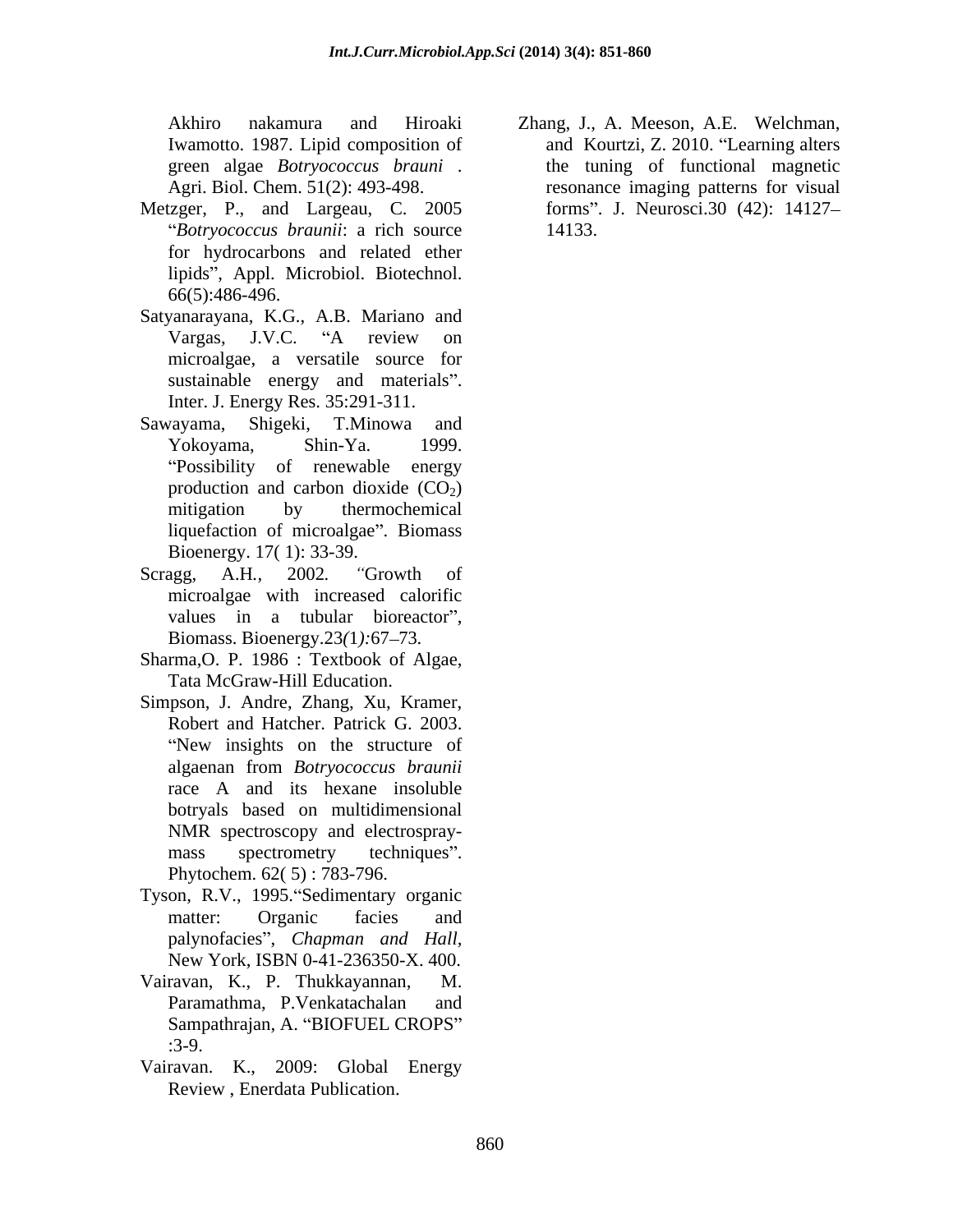Akhiro nakamura and Hiroaki Iwamotto. 1987. Lipid composition of green algae *Botryococcus brauni* . Agri. Biol. Chem. 51(2): 493-498.

Metzger, P., and Largeau, C. 2005 "*Botryococcus braunii*: a rich source for hydrocarbons and related ether lipids", Appl. Microbiol. Biotechnol. 66(5):486-496.

Satyanarayana, K.G., A.B. Mariano and Vargas, J.V.C. "A review on microalgae, a versatile source for sustainable energy and materials". Inter. J. Energy Res. 35:291-311.

Sawayama, Shigeki, T.Minowa and Yokoyama, Shin-Ya. 1999. "Possibility of renewable energy production and carbon dioxide ($CO_2$) mitigation by thermochemical liquefaction of microalgae". Biomass Bioenergy. 17( 1): 33-39.

Scragg, A.H., 2002*.* "Growth of microalgae with increased calorific values in a tubular bioreactor", Biomass. Bioenergy.23*(*1*):*67–73*.*

Sharma,O. P. 1986 : Textbook of Algae, Tata McGraw-Hill Education.

Simpson, J. Andre, Zhang, Xu, Kramer, Robert and Hatcher. Patrick G. 2003. "New insights on the structure of algaenan from *Botryococcus braunii* race A and its hexane insoluble botryals based on multidimensional NMR spectroscopy and electrospray-mass spectrometry techniques". Phytochem. 62( 5) : 783-796.

Tyson, R.V., 1995."Sedimentary organic matter: Organic facies and palynofacies", *Chapman and Hall*, New York, ISBN 0-41-236350-X. 400.

Vairavan, K., P. Thukkayannan, M. Paramathma, P.Venkatachalan and Sampathrajan, A. "BIOFUEL CROPS" :3-9.

Vairavan. K., 2009: Global Energy Review , Enerdata Publication.

Zhang, J., A. Meeson, A.E. Welchman, and Kourtzi, Z. 2010. "Learning alters the tuning of functional magnetic resonance imaging patterns for visual forms". J. Neurosci.30 (42): 14127–14133.